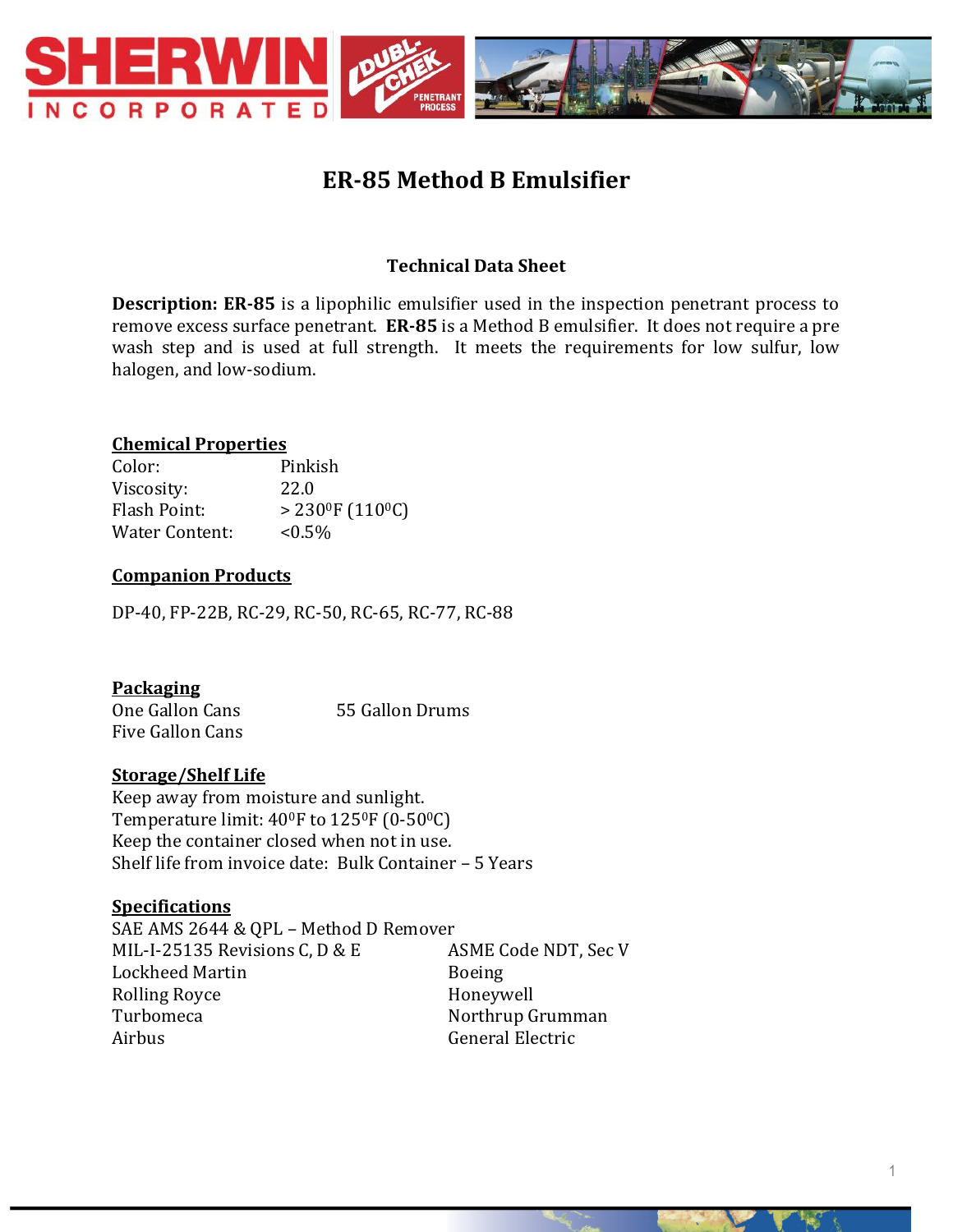# ER-85 Method B Emulsifier

### Technical Data Sheet

**Description: ER-85** is a lipophilic emulsifier used in the inspection penetrant process to remove excess surface penetrant. **ER-85** is a Method B emulsifier. It does not require a pre wash step and is used at full strength. It meets the requirements for low sulfur, low halogen, and low-sodium.

**Chemical Properties**

| | |
|---|---|
| Color: | Pinkish |
| Viscosity: | 22.0 |
| Flash Point: | > 230$^0$F (110$^0$C) |
| Water Content: | <0.5% |

**Companion Products**

DP-40, FP-22B, RC-29, RC-50, RC-65, RC-77, RC-88

**Packaging**

One Gallon Cans
Five Gallon Cans
55 Gallon Drums

**Storage/Shelf Life**

Keep away from moisture and sunlight.
Temperature limit: 40$^0$F to 125$^0$F (0-50$^0$C)
Keep the container closed when not in use.
Shelf life from invoice date: Bulk Container – 5 Years

**Specifications**

SAE AMS 2644 & QPL – Method D Remover

| | |
|---|---|
| MIL-I-25135 Revisions C, D & E | ASME Code NDT, Sec V |
| Lockheed Martin | Boeing |
| Rolling Royce | Honeywell |
| Turbomeca | Northrup Grumman |
| Airbus | General Electric |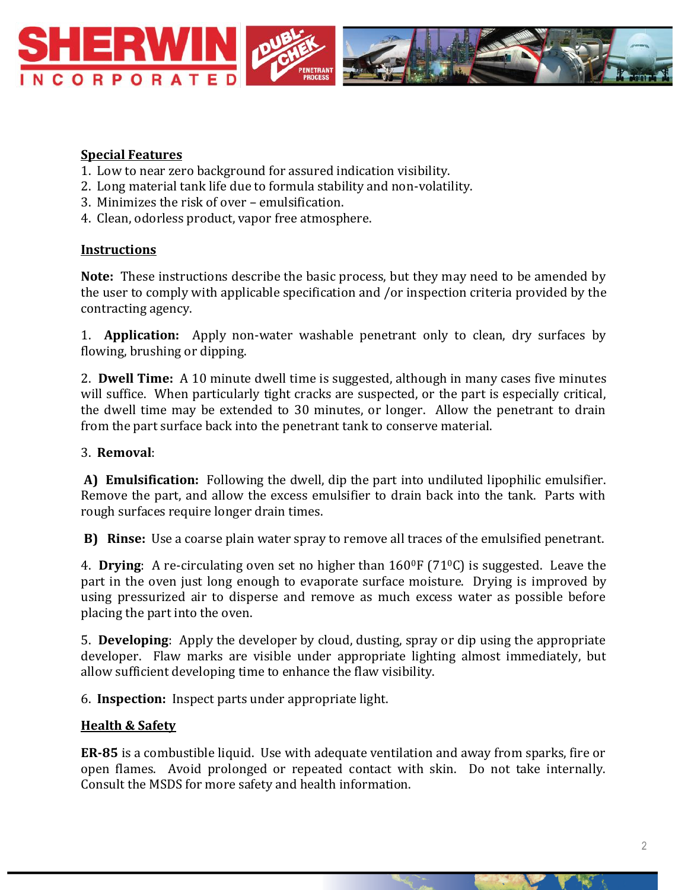## Special Features

1. Low to near zero background for assured indication visibility.
2. Long material tank life due to formula stability and non-volatility.
3. Minimizes the risk of over – emulsification.
4. Clean, odorless product, vapor free atmosphere.

## Instructions

**Note:** These instructions describe the basic process, but they may need to be amended by the user to comply with applicable specification and /or inspection criteria provided by the contracting agency.

1. **Application:** Apply non-water washable penetrant only to clean, dry surfaces by flowing, brushing or dipping.

2. **Dwell Time:** A 10 minute dwell time is suggested, although in many cases five minutes will suffice. When particularly tight cracks are suspected, or the part is especially critical, the dwell time may be extended to 30 minutes, or longer. Allow the penetrant to drain from the part surface back into the penetrant tank to conserve material.

3. **Removal**:

**A) Emulsification:** Following the dwell, dip the part into undiluted lipophilic emulsifier. Remove the part, and allow the excess emulsifier to drain back into the tank. Parts with rough surfaces require longer drain times.

**B) Rinse:** Use a coarse plain water spray to remove all traces of the emulsified penetrant.

4. **Drying**: A re-circulating oven set no higher than 160$^0$F (71$^0$C) is suggested. Leave the part in the oven just long enough to evaporate surface moisture. Drying is improved by using pressurized air to disperse and remove as much excess water as possible before placing the part into the oven.

5. **Developing**: Apply the developer by cloud, dusting, spray or dip using the appropriate developer. Flaw marks are visible under appropriate lighting almost immediately, but allow sufficient developing time to enhance the flaw visibility.

6. **Inspection:** Inspect parts under appropriate light.

## Health & Safety

**ER-85** is a combustible liquid. Use with adequate ventilation and away from sparks, fire or open flames. Avoid prolonged or repeated contact with skin. Do not take internally. Consult the MSDS for more safety and health information.